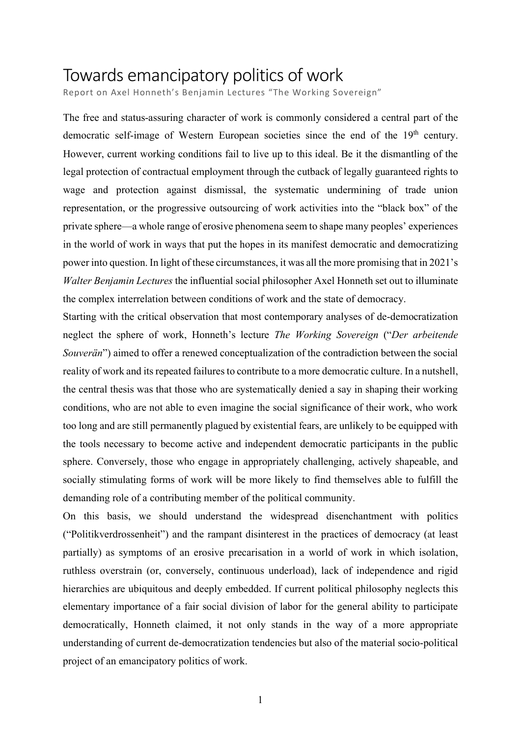# Towards emancipatory politics of work

Report on Axel Honneth's Benjamin Lectures "The Working Sovereign"

The free and status-assuring character of work is commonly considered a central part of the democratic self-image of Western European societies since the end of the 19th century. However, current working conditions fail to live up to this ideal. Be it the dismantling of the legal protection of contractual employment through the cutback of legally guaranteed rights to wage and protection against dismissal, the systematic undermining of trade union representation, or the progressive outsourcing of work activities into the "black box" of the private sphere—a whole range of erosive phenomena seem to shape many peoples' experiences in the world of work in ways that put the hopes in its manifest democratic and democratizing power into question. In light of these circumstances, it was all the more promising that in 2021's *Walter Benjamin Lectures* the influential social philosopher Axel Honneth set out to illuminate the complex interrelation between conditions of work and the state of democracy.

Starting with the critical observation that most contemporary analyses of de-democratization neglect the sphere of work, Honneth's lecture *The Working Sovereign* ("*Der arbeitende Souverän*") aimed to offer a renewed conceptualization of the contradiction between the social reality of work and its repeated failures to contribute to a more democratic culture. In a nutshell, the central thesis was that those who are systematically denied a say in shaping their working conditions, who are not able to even imagine the social significance of their work, who work too long and are still permanently plagued by existential fears, are unlikely to be equipped with the tools necessary to become active and independent democratic participants in the public sphere. Conversely, those who engage in appropriately challenging, actively shapeable, and socially stimulating forms of work will be more likely to find themselves able to fulfill the demanding role of a contributing member of the political community.

On this basis, we should understand the widespread disenchantment with politics ("Politikverdrossenheit") and the rampant disinterest in the practices of democracy (at least partially) as symptoms of an erosive precarisation in a world of work in which isolation, ruthless overstrain (or, conversely, continuous underload), lack of independence and rigid hierarchies are ubiquitous and deeply embedded. If current political philosophy neglects this elementary importance of a fair social division of labor for the general ability to participate democratically, Honneth claimed, it not only stands in the way of a more appropriate understanding of current de-democratization tendencies but also of the material socio-political project of an emancipatory politics of work.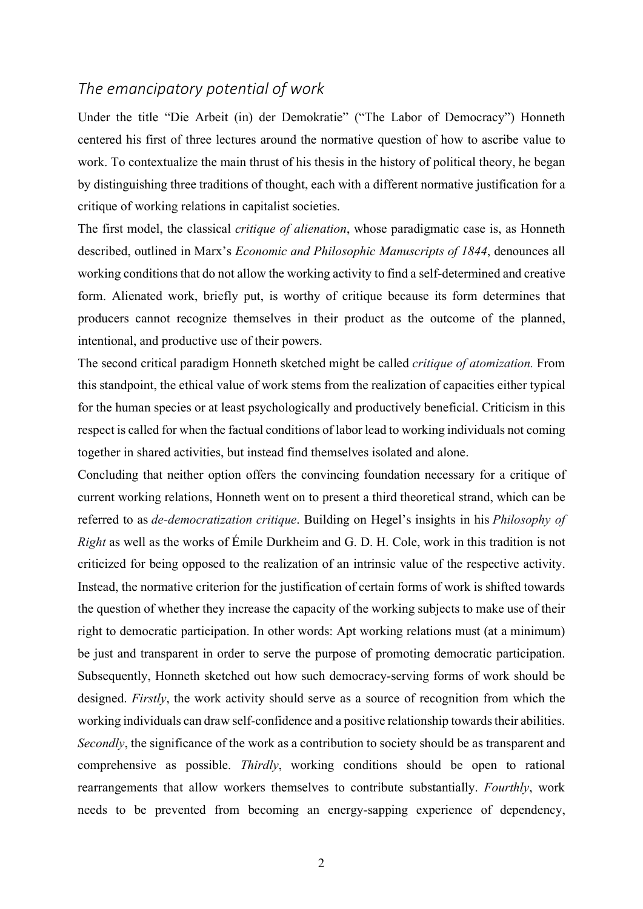## *The emancipatory potential of work*

Under the title "Die Arbeit (in) der Demokratie" ("The Labor of Democracy") Honneth centered his first of three lectures around the normative question of how to ascribe value to work. To contextualize the main thrust of his thesis in the history of political theory, he began by distinguishing three traditions of thought, each with a different normative justification for a critique of working relations in capitalist societies.

The first model, the classical *critique of alienation*, whose paradigmatic case is, as Honneth described, outlined in Marx's *Economic and Philosophic Manuscripts of 1844*, denounces all working conditions that do not allow the working activity to find a self-determined and creative form. Alienated work, briefly put, is worthy of critique because its form determines that producers cannot recognize themselves in their product as the outcome of the planned, intentional, and productive use of their powers.

The second critical paradigm Honneth sketched might be called *critique of atomization.* From this standpoint, the ethical value of work stems from the realization of capacities either typical for the human species or at least psychologically and productively beneficial. Criticism in this respect is called for when the factual conditions of labor lead to working individuals not coming together in shared activities, but instead find themselves isolated and alone.

Concluding that neither option offers the convincing foundation necessary for a critique of current working relations, Honneth went on to present a third theoretical strand, which can be referred to as *de-democratization critique*. Building on Hegel's insights in his *Philosophy of Right* as well as the works of Émile Durkheim and G. D. H. Cole, work in this tradition is not criticized for being opposed to the realization of an intrinsic value of the respective activity. Instead, the normative criterion for the justification of certain forms of work is shifted towards the question of whether they increase the capacity of the working subjects to make use of their right to democratic participation. In other words: Apt working relations must (at a minimum) be just and transparent in order to serve the purpose of promoting democratic participation. Subsequently, Honneth sketched out how such democracy-serving forms of work should be designed. *Firstly*, the work activity should serve as a source of recognition from which the working individuals can draw self-confidence and a positive relationship towards their abilities. *Secondly*, the significance of the work as a contribution to society should be as transparent and comprehensive as possible. *Thirdly*, working conditions should be open to rational rearrangements that allow workers themselves to contribute substantially. *Fourthly*, work needs to be prevented from becoming an energy-sapping experience of dependency,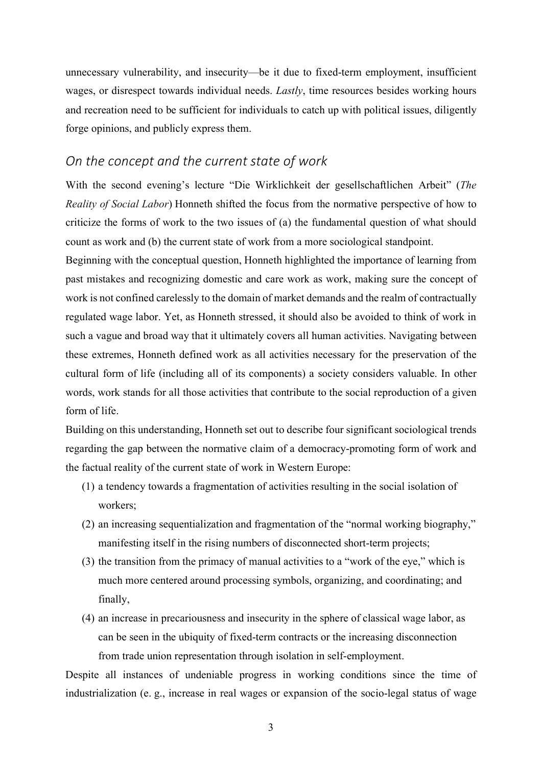unnecessary vulnerability, and insecurity—be it due to fixed-term employment, insufficient wages, or disrespect towards individual needs. *Lastly*, time resources besides working hours and recreation need to be sufficient for individuals to catch up with political issues, diligently forge opinions, and publicly express them.

## *On the concept and the current state of work*

With the second evening's lecture "Die Wirklichkeit der gesellschaftlichen Arbeit" (*The Reality of Social Labor*) Honneth shifted the focus from the normative perspective of how to criticize the forms of work to the two issues of (a) the fundamental question of what should count as work and (b) the current state of work from a more sociological standpoint.

Beginning with the conceptual question, Honneth highlighted the importance of learning from past mistakes and recognizing domestic and care work as work, making sure the concept of work is not confined carelessly to the domain of market demands and the realm of contractually regulated wage labor. Yet, as Honneth stressed, it should also be avoided to think of work in such a vague and broad way that it ultimately covers all human activities. Navigating between these extremes, Honneth defined work as all activities necessary for the preservation of the cultural form of life (including all of its components) a society considers valuable. In other words, work stands for all those activities that contribute to the social reproduction of a given form of life.

Building on this understanding, Honneth set out to describe four significant sociological trends regarding the gap between the normative claim of a democracy-promoting form of work and the factual reality of the current state of work in Western Europe:

(1) a tendency towards a fragmentation of activities resulting in the social isolation of workers;
(2) an increasing sequentialization and fragmentation of the "normal working biography," manifesting itself in the rising numbers of disconnected short-term projects;
(3) the transition from the primacy of manual activities to a "work of the eye," which is much more centered around processing symbols, organizing, and coordinating; and finally,
(4) an increase in precariousness and insecurity in the sphere of classical wage labor, as can be seen in the ubiquity of fixed-term contracts or the increasing disconnection from trade union representation through isolation in self-employment.

Despite all instances of undeniable progress in working conditions since the time of industrialization (e. g., increase in real wages or expansion of the socio-legal status of wage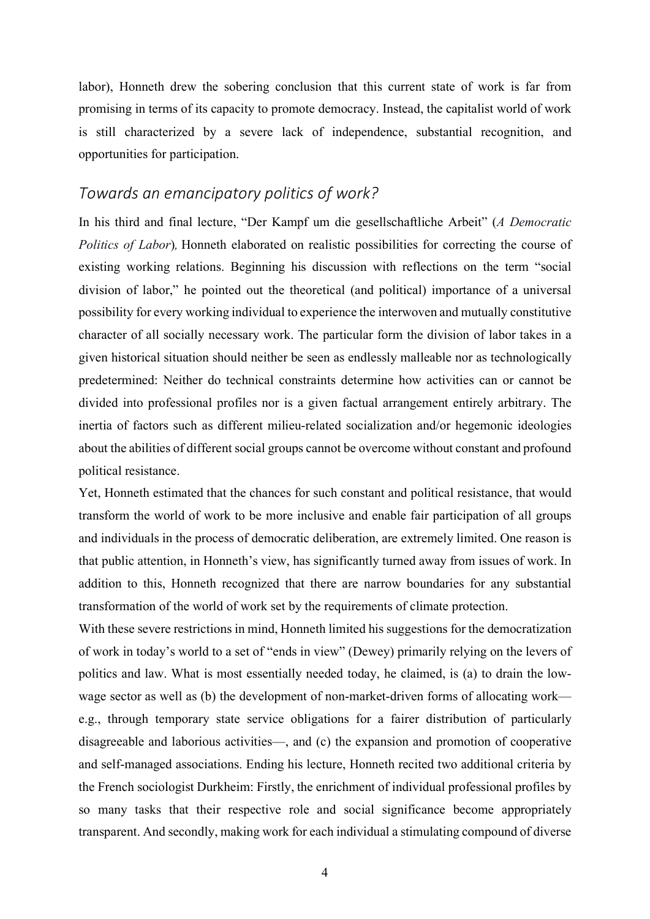labor), Honneth drew the sobering conclusion that this current state of work is far from promising in terms of its capacity to promote democracy. Instead, the capitalist world of work is still characterized by a severe lack of independence, substantial recognition, and opportunities for participation.

## *Towards an emancipatory politics of work?*

In his third and final lecture, "Der Kampf um die gesellschaftliche Arbeit" (*A Democratic Politics of Labor*), Honneth elaborated on realistic possibilities for correcting the course of existing working relations. Beginning his discussion with reflections on the term "social division of labor," he pointed out the theoretical (and political) importance of a universal possibility for every working individual to experience the interwoven and mutually constitutive character of all socially necessary work. The particular form the division of labor takes in a given historical situation should neither be seen as endlessly malleable nor as technologically predetermined: Neither do technical constraints determine how activities can or cannot be divided into professional profiles nor is a given factual arrangement entirely arbitrary. The inertia of factors such as different milieu-related socialization and/or hegemonic ideologies about the abilities of different social groups cannot be overcome without constant and profound political resistance.

Yet, Honneth estimated that the chances for such constant and political resistance, that would transform the world of work to be more inclusive and enable fair participation of all groups and individuals in the process of democratic deliberation, are extremely limited. One reason is that public attention, in Honneth's view, has significantly turned away from issues of work. In addition to this, Honneth recognized that there are narrow boundaries for any substantial transformation of the world of work set by the requirements of climate protection.

With these severe restrictions in mind, Honneth limited his suggestions for the democratization of work in today's world to a set of "ends in view" (Dewey) primarily relying on the levers of politics and law. What is most essentially needed today, he claimed, is (a) to drain the low-wage sector as well as (b) the development of non-market-driven forms of allocating work—e.g., through temporary state service obligations for a fairer distribution of particularly disagreeable and laborious activities—, and (c) the expansion and promotion of cooperative and self-managed associations. Ending his lecture, Honneth recited two additional criteria by the French sociologist Durkheim: Firstly, the enrichment of individual professional profiles by so many tasks that their respective role and social significance become appropriately transparent. And secondly, making work for each individual a stimulating compound of diverse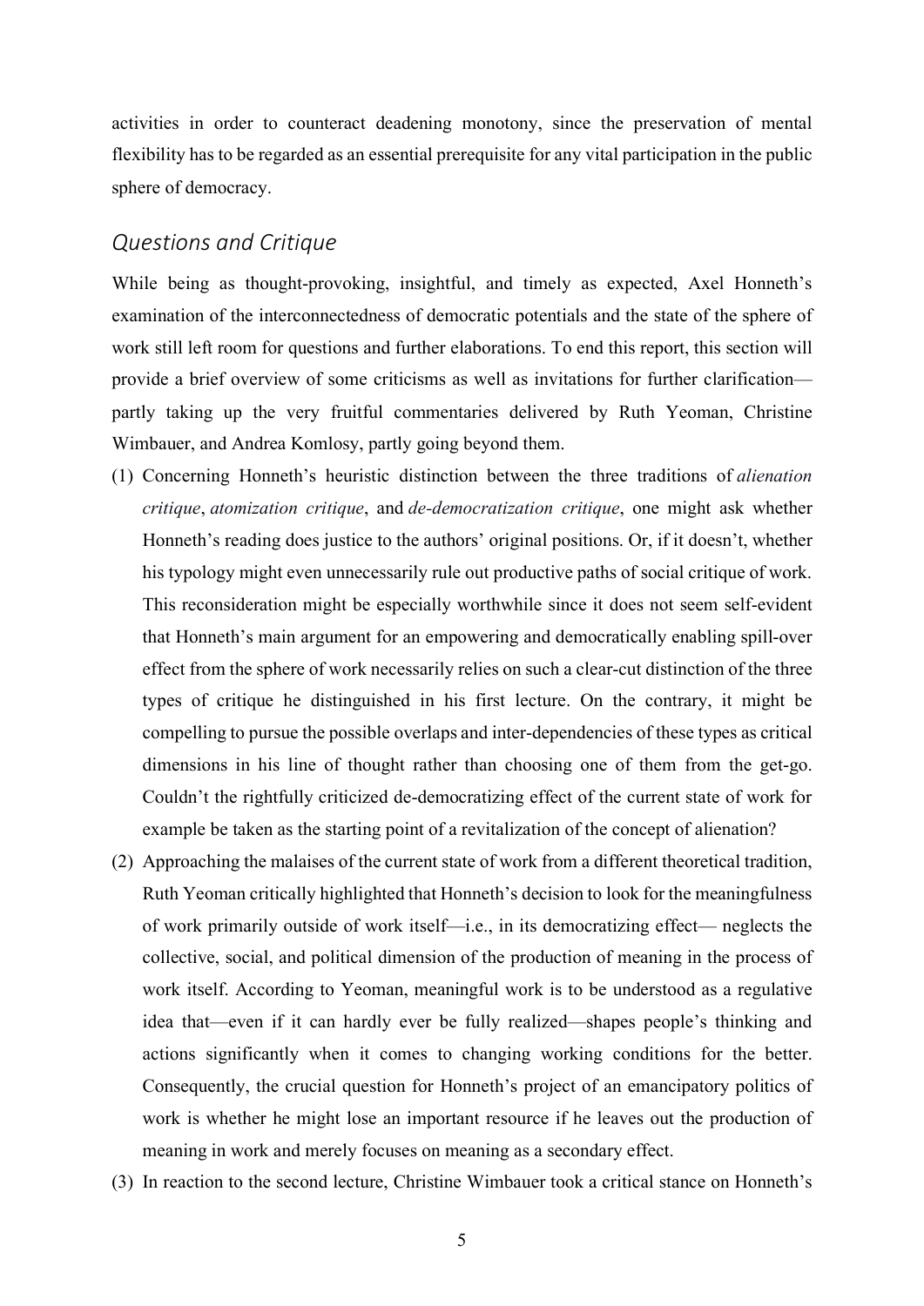activities in order to counteract deadening monotony, since the preservation of mental flexibility has to be regarded as an essential prerequisite for any vital participation in the public sphere of democracy.

## *Questions and Critique*

While being as thought-provoking, insightful, and timely as expected, Axel Honneth's examination of the interconnectedness of democratic potentials and the state of the sphere of work still left room for questions and further elaborations. To end this report, this section will provide a brief overview of some criticisms as well as invitations for further clarification—partly taking up the very fruitful commentaries delivered by Ruth Yeoman, Christine Wimbauer, and Andrea Komlosy, partly going beyond them.

(1) Concerning Honneth's heuristic distinction between the three traditions of *alienation critique*, *atomization critique*, and *de-democratization critique*, one might ask whether Honneth's reading does justice to the authors' original positions. Or, if it doesn't, whether his typology might even unnecessarily rule out productive paths of social critique of work. This reconsideration might be especially worthwhile since it does not seem self-evident that Honneth's main argument for an empowering and democratically enabling spill-over effect from the sphere of work necessarily relies on such a clear-cut distinction of the three types of critique he distinguished in his first lecture. On the contrary, it might be compelling to pursue the possible overlaps and inter-dependencies of these types as critical dimensions in his line of thought rather than choosing one of them from the get-go. Couldn't the rightfully criticized de-democratizing effect of the current state of work for example be taken as the starting point of a revitalization of the concept of alienation?

(2) Approaching the malaises of the current state of work from a different theoretical tradition, Ruth Yeoman critically highlighted that Honneth's decision to look for the meaningfulness of work primarily outside of work itself—i.e., in its democratizing effect— neglects the collective, social, and political dimension of the production of meaning in the process of work itself. According to Yeoman, meaningful work is to be understood as a regulative idea that—even if it can hardly ever be fully realized—shapes people's thinking and actions significantly when it comes to changing working conditions for the better. Consequently, the crucial question for Honneth's project of an emancipatory politics of work is whether he might lose an important resource if he leaves out the production of meaning in work and merely focuses on meaning as a secondary effect.

(3) In reaction to the second lecture, Christine Wimbauer took a critical stance on Honneth's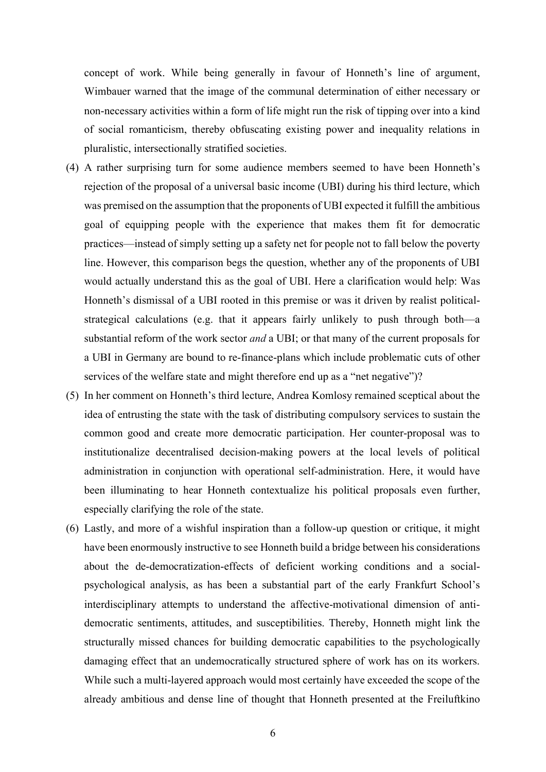concept of work. While being generally in favour of Honneth's line of argument, Wimbauer warned that the image of the communal determination of either necessary or non-necessary activities within a form of life might run the risk of tipping over into a kind of social romanticism, thereby obfuscating existing power and inequality relations in pluralistic, intersectionally stratified societies.

(4) A rather surprising turn for some audience members seemed to have been Honneth's rejection of the proposal of a universal basic income (UBI) during his third lecture, which was premised on the assumption that the proponents of UBI expected it fulfill the ambitious goal of equipping people with the experience that makes them fit for democratic practices—instead of simply setting up a safety net for people not to fall below the poverty line. However, this comparison begs the question, whether any of the proponents of UBI would actually understand this as the goal of UBI. Here a clarification would help: Was Honneth's dismissal of a UBI rooted in this premise or was it driven by realist political-strategical calculations (e.g. that it appears fairly unlikely to push through both—a substantial reform of the work sector *and* a UBI; or that many of the current proposals for a UBI in Germany are bound to re-finance-plans which include problematic cuts of other services of the welfare state and might therefore end up as a "net negative")?

(5) In her comment on Honneth's third lecture, Andrea Komlosy remained sceptical about the idea of entrusting the state with the task of distributing compulsory services to sustain the common good and create more democratic participation. Her counter-proposal was to institutionalize decentralised decision-making powers at the local levels of political administration in conjunction with operational self-administration. Here, it would have been illuminating to hear Honneth contextualize his political proposals even further, especially clarifying the role of the state.

(6) Lastly, and more of a wishful inspiration than a follow-up question or critique, it might have been enormously instructive to see Honneth build a bridge between his considerations about the de-democratization-effects of deficient working conditions and a social-psychological analysis, as has been a substantial part of the early Frankfurt School's interdisciplinary attempts to understand the affective-motivational dimension of anti-democratic sentiments, attitudes, and susceptibilities. Thereby, Honneth might link the structurally missed chances for building democratic capabilities to the psychologically damaging effect that an undemocratically structured sphere of work has on its workers. While such a multi-layered approach would most certainly have exceeded the scope of the already ambitious and dense line of thought that Honneth presented at the Freiluftkino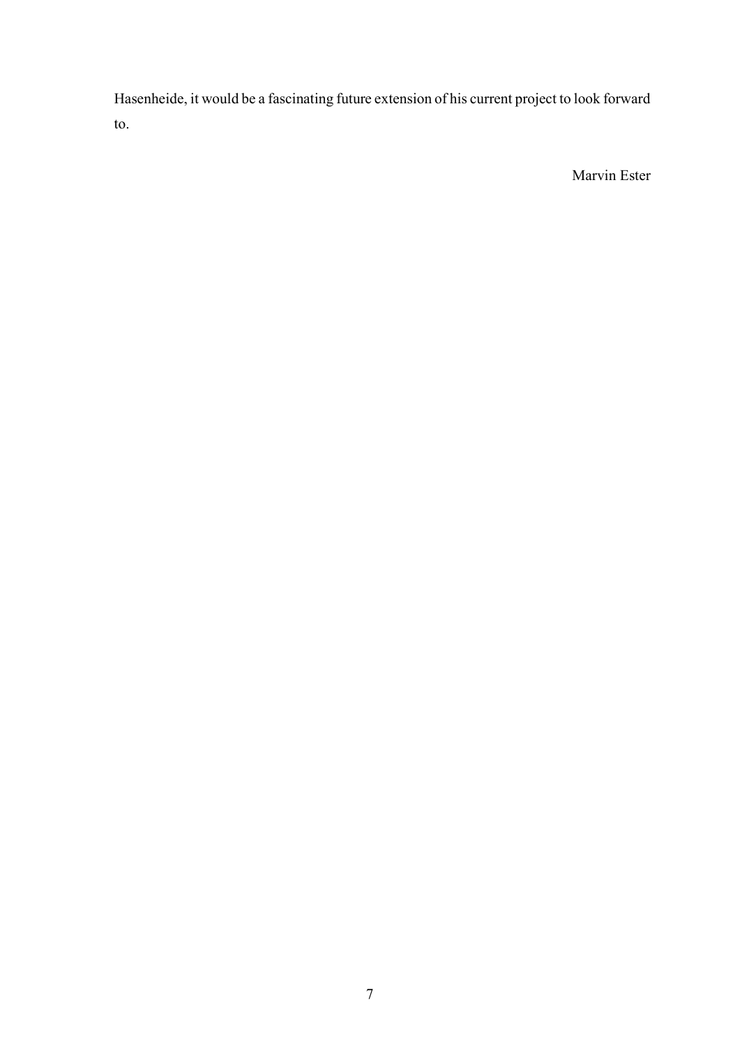Hasenheide, it would be a fascinating future extension of his current project to look forward to.

Marvin Ester